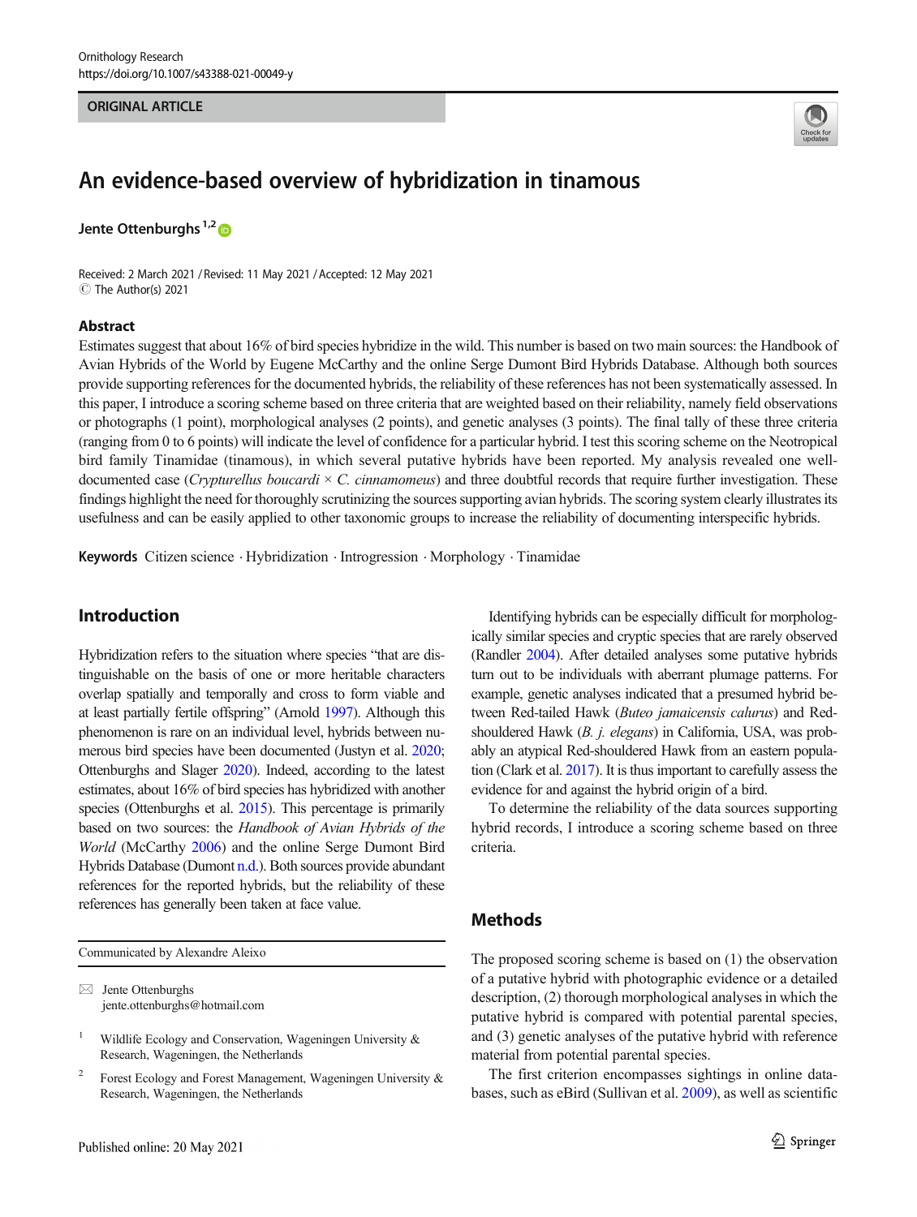ORIGINAL ARTICLE

# An evidence-based overview of hybridization in tinamous

Jente Ottenburghs[1,2]

Received: 2 March 2021 / Revised: 11 May 2021 / Accepted: 12 May 2021
© The Author(s) 2021

## Abstract

Estimates suggest that about 16% of bird species hybridize in the wild. This number is based on two main sources: the Handbook of Avian Hybrids of the World by Eugene McCarthy and the online Serge Dumont Bird Hybrids Database. Although both sources provide supporting references for the documented hybrids, the reliability of these references has not been systematically assessed. In this paper, I introduce a scoring scheme based on three criteria that are weighted based on their reliability, namely field observations or photographs (1 point), morphological analyses (2 points), and genetic analyses (3 points). The final tally of these three criteria (ranging from 0 to 6 points) will indicate the level of confidence for a particular hybrid. I test this scoring scheme on the Neotropical bird family Tinamidae (tinamous), in which several putative hybrids have been reported. My analysis revealed one well-documented case (*Crypturellus boucardi* × *C. cinnamomeus*) and three doubtful records that require further investigation. These findings highlight the need for thoroughly scrutinizing the sources supporting avian hybrids. The scoring system clearly illustrates its usefulness and can be easily applied to other taxonomic groups to increase the reliability of documenting interspecific hybrids.

**Keywords** Citizen science · Hybridization · Introgression · Morphology · Tinamidae

## Introduction

Hybridization refers to the situation where species "that are distinguishable on the basis of one or more heritable characters overlap spatially and temporally and cross to form viable and at least partially fertile offspring" (Arnold 1997). Although this phenomenon is rare on an individual level, hybrids between numerous bird species have been documented (Justyn et al. 2020; Ottenburghs and Slager 2020). Indeed, according to the latest estimates, about 16% of bird species has hybridized with another species (Ottenburghs et al. 2015). This percentage is primarily based on two sources: the *Handbook of Avian Hybrids of the World* (McCarthy 2006) and the online Serge Dumont Bird Hybrids Database (Dumont n.d.). Both sources provide abundant references for the reported hybrids, but the reliability of these references has generally been taken at face value.

Identifying hybrids can be especially difficult for morphologically similar species and cryptic species that are rarely observed (Randler 2004). After detailed analyses some putative hybrids turn out to be individuals with aberrant plumage patterns. For example, genetic analyses indicated that a presumed hybrid between Red-tailed Hawk (*Buteo jamaicensis calurus*) and Red-shouldered Hawk (*B. j. elegans*) in California, USA, was probably an atypical Red-shouldered Hawk from an eastern population (Clark et al. 2017). It is thus important to carefully assess the evidence for and against the hybrid origin of a bird.

To determine the reliability of the data sources supporting hybrid records, I introduce a scoring scheme based on three criteria.

## Methods

The proposed scoring scheme is based on (1) the observation of a putative hybrid with photographic evidence or a detailed description, (2) thorough morphological analyses in which the putative hybrid is compared with potential parental species, and (3) genetic analyses of the putative hybrid with reference material from potential parental species.

The first criterion encompasses sightings in online databases, such as eBird (Sullivan et al. 2009), as well as scientific

---

Communicated by Alexandre Aleixo

✉ Jente Ottenburghs
jente.ottenburghs@hotmail.com

[1] Wildlife Ecology and Conservation, Wageningen University & Research, Wageningen, the Netherlands

[2] Forest Ecology and Forest Management, Wageningen University & Research, Wageningen, the Netherlands

Published online: 20 May 2021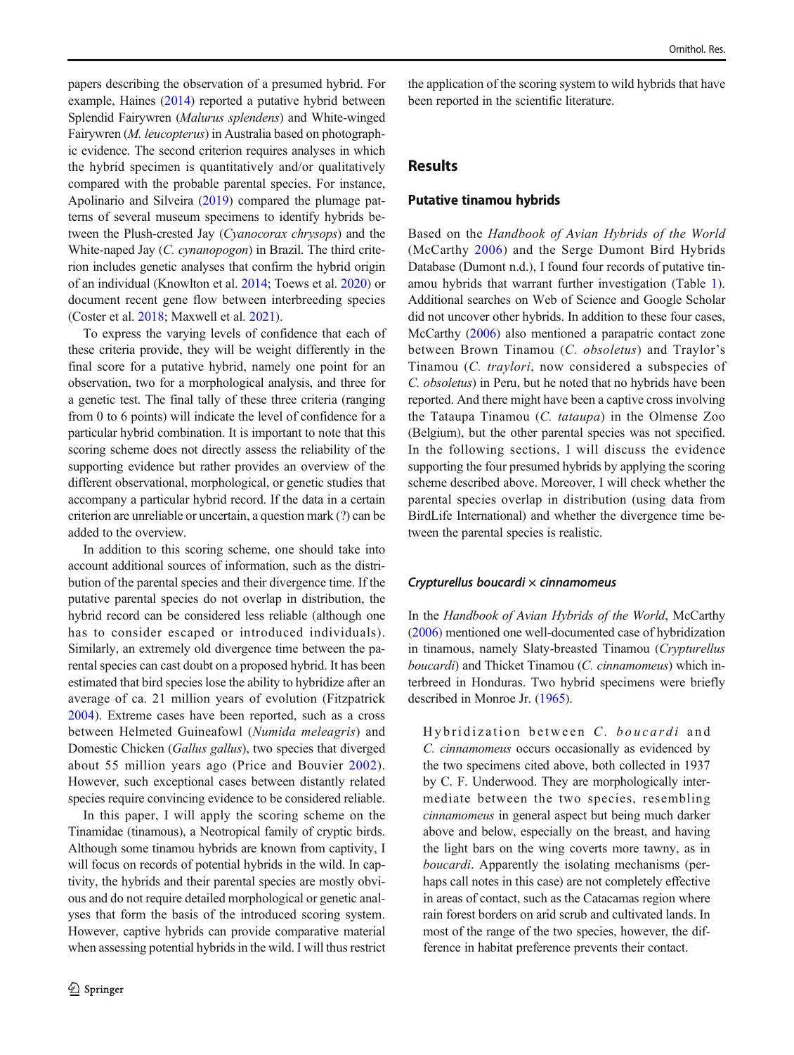papers describing the observation of a presumed hybrid. For example, Haines (2014) reported a putative hybrid between Splendid Fairywren (*Malurus splendens*) and White-winged Fairywren (*M. leucopterus*) in Australia based on photographic evidence. The second criterion requires analyses in which the hybrid specimen is quantitatively and/or qualitatively compared with the probable parental species. For instance, Apolinario and Silveira (2019) compared the plumage patterns of several museum specimens to identify hybrids between the Plush-crested Jay (*Cyanocorax chrysops*) and the White-naped Jay (*C. cynanopogon*) in Brazil. The third criterion includes genetic analyses that confirm the hybrid origin of an individual (Knowlton et al. 2014; Toews et al. 2020) or document recent gene flow between interbreeding species (Coster et al. 2018; Maxwell et al. 2021).

To express the varying levels of confidence that each of these criteria provide, they will be weight differently in the final score for a putative hybrid, namely one point for an observation, two for a morphological analysis, and three for a genetic test. The final tally of these three criteria (ranging from 0 to 6 points) will indicate the level of confidence for a particular hybrid combination. It is important to note that this scoring scheme does not directly assess the reliability of the supporting evidence but rather provides an overview of the different observational, morphological, or genetic studies that accompany a particular hybrid record. If the data in a certain criterion are unreliable or uncertain, a question mark (?) can be added to the overview.

In addition to this scoring scheme, one should take into account additional sources of information, such as the distribution of the parental species and their divergence time. If the putative parental species do not overlap in distribution, the hybrid record can be considered less reliable (although one has to consider escaped or introduced individuals). Similarly, an extremely old divergence time between the parental species can cast doubt on a proposed hybrid. It has been estimated that bird species lose the ability to hybridize after an average of ca. 21 million years of evolution (Fitzpatrick 2004). Extreme cases have been reported, such as a cross between Helmeted Guineafowl (*Numida meleagris*) and Domestic Chicken (*Gallus gallus*), two species that diverged about 55 million years ago (Price and Bouvier 2002). However, such exceptional cases between distantly related species require convincing evidence to be considered reliable.

In this paper, I will apply the scoring scheme on the Tinamidae (tinamous), a Neotropical family of cryptic birds. Although some tinamou hybrids are known from captivity, I will focus on records of potential hybrids in the wild. In captivity, the hybrids and their parental species are mostly obvious and do not require detailed morphological or genetic analyses that form the basis of the introduced scoring system. However, captive hybrids can provide comparative material when assessing potential hybrids in the wild. I will thus restrict the application of the scoring system to wild hybrids that have been reported in the scientific literature.

## Results

### Putative tinamou hybrids

Based on the *Handbook of Avian Hybrids of the World* (McCarthy 2006) and the Serge Dumont Bird Hybrids Database (Dumont n.d.), I found four records of putative tinamou hybrids that warrant further investigation (Table 1). Additional searches on Web of Science and Google Scholar did not uncover other hybrids. In addition to these four cases, McCarthy (2006) also mentioned a parapatric contact zone between Brown Tinamou (*C. obsoletus*) and Traylor's Tinamou (*C. traylori*, now considered a subspecies of *C. obsoletus*) in Peru, but he noted that no hybrids have been reported. And there might have been a captive cross involving the Tataupa Tinamou (*C. tataupa*) in the Olmense Zoo (Belgium), but the other parental species was not specified. In the following sections, I will discuss the evidence supporting the four presumed hybrids by applying the scoring scheme described above. Moreover, I will check whether the parental species overlap in distribution (using data from BirdLife International) and whether the divergence time between the parental species is realistic.

#### *Crypturellus boucardi* × *cinnamomeus*

In the *Handbook of Avian Hybrids of the World*, McCarthy (2006) mentioned one well-documented case of hybridization in tinamous, namely Slaty-breasted Tinamou (*Crypturellus boucardi*) and Thicket Tinamou (*C. cinnamomeus*) which interbreed in Honduras. Two hybrid specimens were briefly described in Monroe Jr. (1965).

> Hybridization between *C. boucardi* and *C. cinnamomeus* occurs occasionally as evidenced by the two specimens cited above, both collected in 1937 by C. F. Underwood. They are morphologically intermediate between the two species, resembling *cinnamomeus* in general aspect but being much darker above and below, especially on the breast, and having the light bars on the wing coverts more tawny, as in *boucardi*. Apparently the isolating mechanisms (perhaps call notes in this case) are not completely effective in areas of contact, such as the Catacamas region where rain forest borders on arid scrub and cultivated lands. In most of the range of the two species, however, the difference in habitat preference prevents their contact.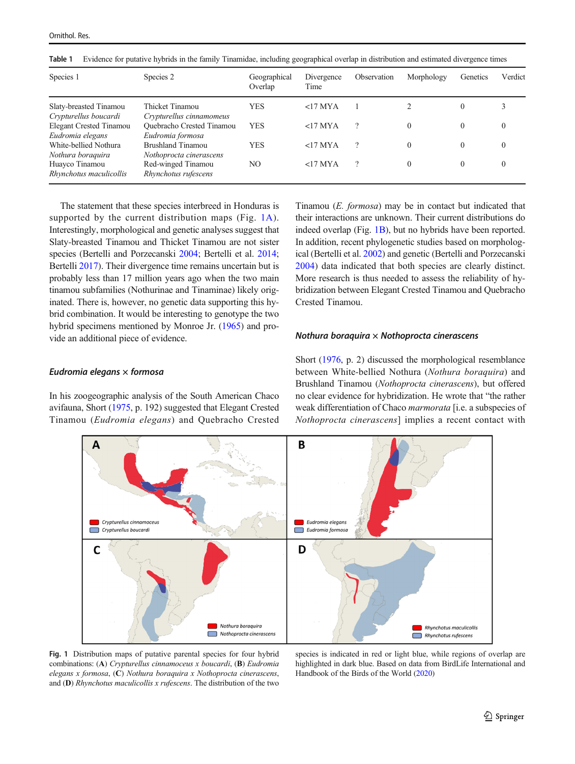Table 1 Evidence for putative hybrids in the family Tinamidae, including geographical overlap in distribution and estimated divergence times

| Species 1 | Species 2 | Geographical Overlap | Divergence Time | Observation | Morphology | Genetics | Verdict |
|---|---|---|---|---|---|---|---|
| Slaty-breasted Tinamou *Crypturellus boucardi* | Thicket Tinamou *Crypturellus cinnamomeus* | YES | <17 MYA | 1 | 2 | 0 | 3 |
| Elegant Crested Tinamou *Eudromia elegans* | Quebracho Crested Tinamou *Eudromia formosa* | YES | <17 MYA | ? | 0 | 0 | 0 |
| White-bellied Nothura *Nothura boraquira* | Brushland Tinamou *Nothoprocta cinerascens* | YES | <17 MYA | ? | 0 | 0 | 0 |
| Huayco Tinamou *Rhynchotus maculicollis* | Red-winged Tinamou *Rhynchotus rufescens* | NO | <17 MYA | ? | 0 | 0 | 0 |

The statement that these species interbreed in Honduras is supported by the current distribution maps (Fig. 1A). Interestingly, morphological and genetic analyses suggest that Slaty-breasted Tinamou and Thicket Tinamou are not sister species (Bertelli and Porzecanski 2004; Bertelli et al. 2014; Bertelli 2017). Their divergence time remains uncertain but is probably less than 17 million years ago when the two main tinamou subfamilies (Nothurinae and Tinaminae) likely originated. There is, however, no genetic data supporting this hybrid combination. It would be interesting to genotype the two hybrid specimens mentioned by Monroe Jr. (1965) and provide an additional piece of evidence.

### *Eudromia elegans* × *formosa*

In his zoogeographic analysis of the South American Chaco avifauna, Short (1975, p. 192) suggested that Elegant Crested Tinamou (*Eudromia elegans*) and Quebracho Crested Tinamou (*E. formosa*) may be in contact but indicated that their interactions are unknown. Their current distributions do indeed overlap (Fig. 1B), but no hybrids have been reported. In addition, recent phylogenetic studies based on morphological (Bertelli et al. 2002) and genetic (Bertelli and Porzecanski 2004) data indicated that both species are clearly distinct. More research is thus needed to assess the reliability of hybridization between Elegant Crested Tinamou and Quebracho Crested Tinamou.

### *Nothura boraquira* × *Nothoprocta cinerascens*

Short (1976, p. 2) discussed the morphological resemblance between White-bellied Nothura (*Nothura boraquira*) and Brushland Tinamou (*Nothoprocta cinerascens*), but offered no clear evidence for hybridization. He wrote that "the rather weak differentiation of Chaco *marmorata* [i.e. a subspecies of *Nothoprocta cinerascens*] implies a recent contact with

**Fig. 1** Distribution maps of putative parental species for four hybrid combinations: (**A**) *Crypturellus cinnamoceus x boucardi*, (**B**) *Eudromia elegans x formosa*, (**C**) *Nothura boraquira x Nothoprocta cinerascens*, and (**D**) *Rhynchotus maculicollis x rufescens*. The distribution of the two species is indicated in red or light blue, while regions of overlap are highlighted in dark blue. Based on data from BirdLife International and Handbook of the Birds of the World (2020)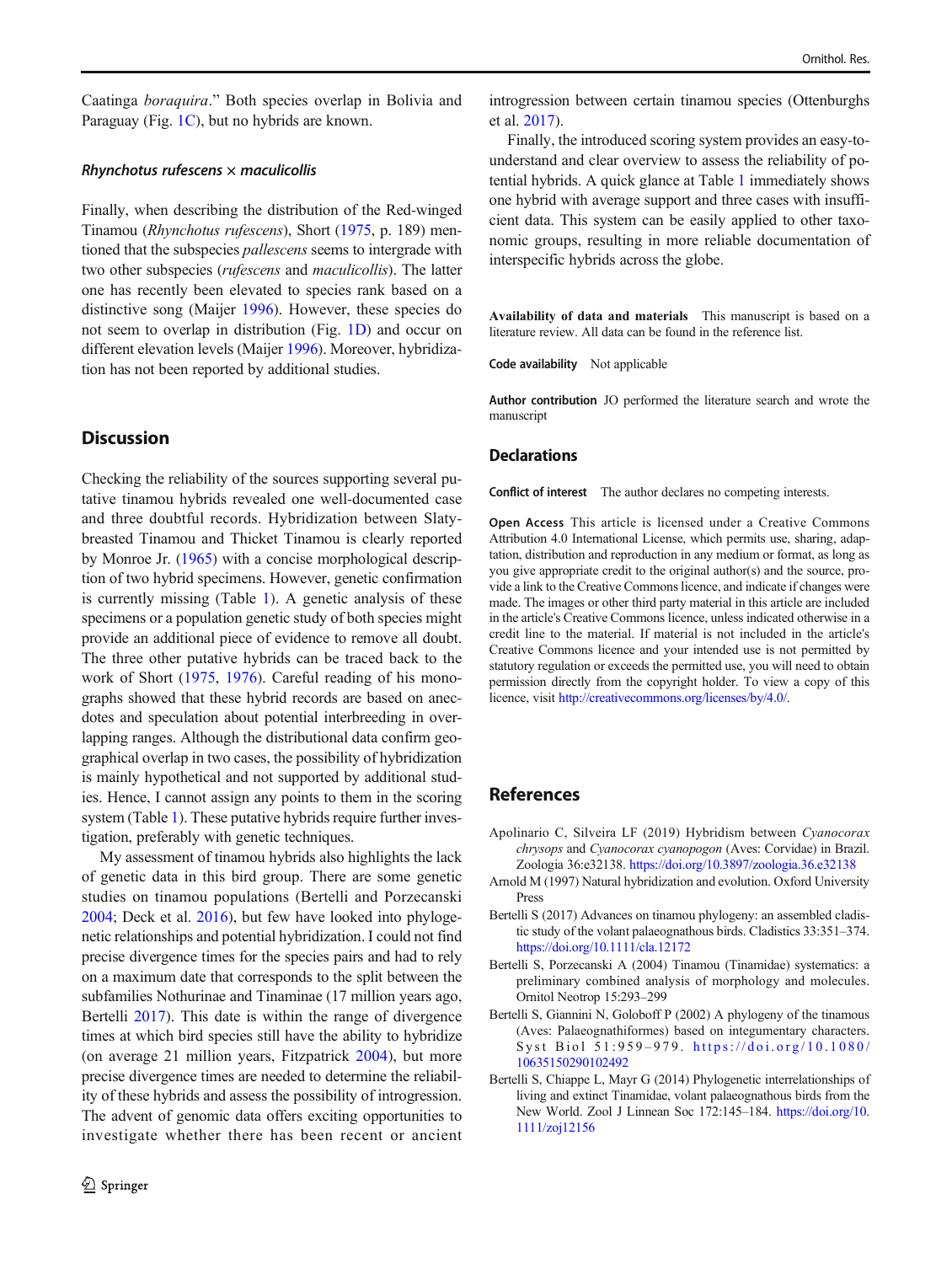Caatinga *boraquira*." Both species overlap in Bolivia and Paraguay (Fig. 1C), but no hybrids are known.

#### *Rhynchotus rufescens* × *maculicollis*

Finally, when describing the distribution of the Red-winged Tinamou (*Rhynchotus rufescens*), Short (1975, p. 189) mentioned that the subspecies *pallescens* seems to intergrade with two other subspecies (*rufescens* and *maculicollis*). The latter one has recently been elevated to species rank based on a distinctive song (Maijer 1996). However, these species do not seem to overlap in distribution (Fig. 1D) and occur on different elevation levels (Maijer 1996). Moreover, hybridization has not been reported by additional studies.

## Discussion

Checking the reliability of the sources supporting several putative tinamou hybrids revealed one well-documented case and three doubtful records. Hybridization between Slaty-breasted Tinamou and Thicket Tinamou is clearly reported by Monroe Jr. (1965) with a concise morphological description of two hybrid specimens. However, genetic confirmation is currently missing (Table 1). A genetic analysis of these specimens or a population genetic study of both species might provide an additional piece of evidence to remove all doubt. The three other putative hybrids can be traced back to the work of Short (1975, 1976). Careful reading of his monographs showed that these hybrid records are based on anecdotes and speculation about potential interbreeding in overlapping ranges. Although the distributional data confirm geographical overlap in two cases, the possibility of hybridization is mainly hypothetical and not supported by additional studies. Hence, I cannot assign any points to them in the scoring system (Table 1). These putative hybrids require further investigation, preferably with genetic techniques.

My assessment of tinamou hybrids also highlights the lack of genetic data in this bird group. There are some genetic studies on tinamou populations (Bertelli and Porzecanski 2004; Deck et al. 2016), but few have looked into phylogenetic relationships and potential hybridization. I could not find precise divergence times for the species pairs and had to rely on a maximum date that corresponds to the split between the subfamilies Nothurinae and Tinaminae (17 million years ago, Bertelli 2017). This date is within the range of divergence times at which bird species still have the ability to hybridize (on average 21 million years, Fitzpatrick 2004), but more precise divergence times are needed to determine the reliability of these hybrids and assess the possibility of introgression. The advent of genomic data offers exciting opportunities to investigate whether there has been recent or ancient introgression between certain tinamou species (Ottenburghs et al. 2017).

Finally, the introduced scoring system provides an easy-to-understand and clear overview to assess the reliability of potential hybrids. A quick glance at Table 1 immediately shows one hybrid with average support and three cases with insufficient data. This system can be easily applied to other taxonomic groups, resulting in more reliable documentation of interspecific hybrids across the globe.

**Availability of data and materials** This manuscript is based on a literature review. All data can be found in the reference list.

**Code availability** Not applicable

**Author contribution** JO performed the literature search and wrote the manuscript

## Declarations

**Conflict of interest** The author declares no competing interests.

**Open Access** This article is licensed under a Creative Commons Attribution 4.0 International License, which permits use, sharing, adaptation, distribution and reproduction in any medium or format, as long as you give appropriate credit to the original author(s) and the source, provide a link to the Creative Commons licence, and indicate if changes were made. The images or other third party material in this article are included in the article's Creative Commons licence, unless indicated otherwise in a credit line to the material. If material is not included in the article's Creative Commons licence and your intended use is not permitted by statutory regulation or exceeds the permitted use, you will need to obtain permission directly from the copyright holder. To view a copy of this licence, visit http://creativecommons.org/licenses/by/4.0/.

## References

Apolinario C, Silveira LF (2019) Hybridism between *Cyanocorax chrysops* and *Cyanocorax cyanopogon* (Aves: Corvidae) in Brazil. Zoologia 36:e32138. https://doi.org/10.3897/zoologia.36.e32138

Arnold M (1997) Natural hybridization and evolution. Oxford University Press

Bertelli S (2017) Advances on tinamou phylogeny: an assembled cladistic study of the volant palaeognathous birds. Cladistics 33:351–374. https://doi.org/10.1111/cla.12172

Bertelli S, Porzecanski A (2004) Tinamou (Tinamidae) systematics: a preliminary combined analysis of morphology and molecules. Ornitol Neotrop 15:293–299

Bertelli S, Giannini N, Goloboff P (2002) A phylogeny of the tinamous (Aves: Palaeognathiformes) based on integumentary characters. Syst Biol 51:959–979. https://doi.org/10.1080/10635150290102492

Bertelli S, Chiappe L, Mayr G (2014) Phylogenetic interrelationships of living and extinct Tinamidae, volant palaeognathous birds from the New World. Zool J Linnean Soc 172:145–184. https://doi.org/10.1111/zoj12156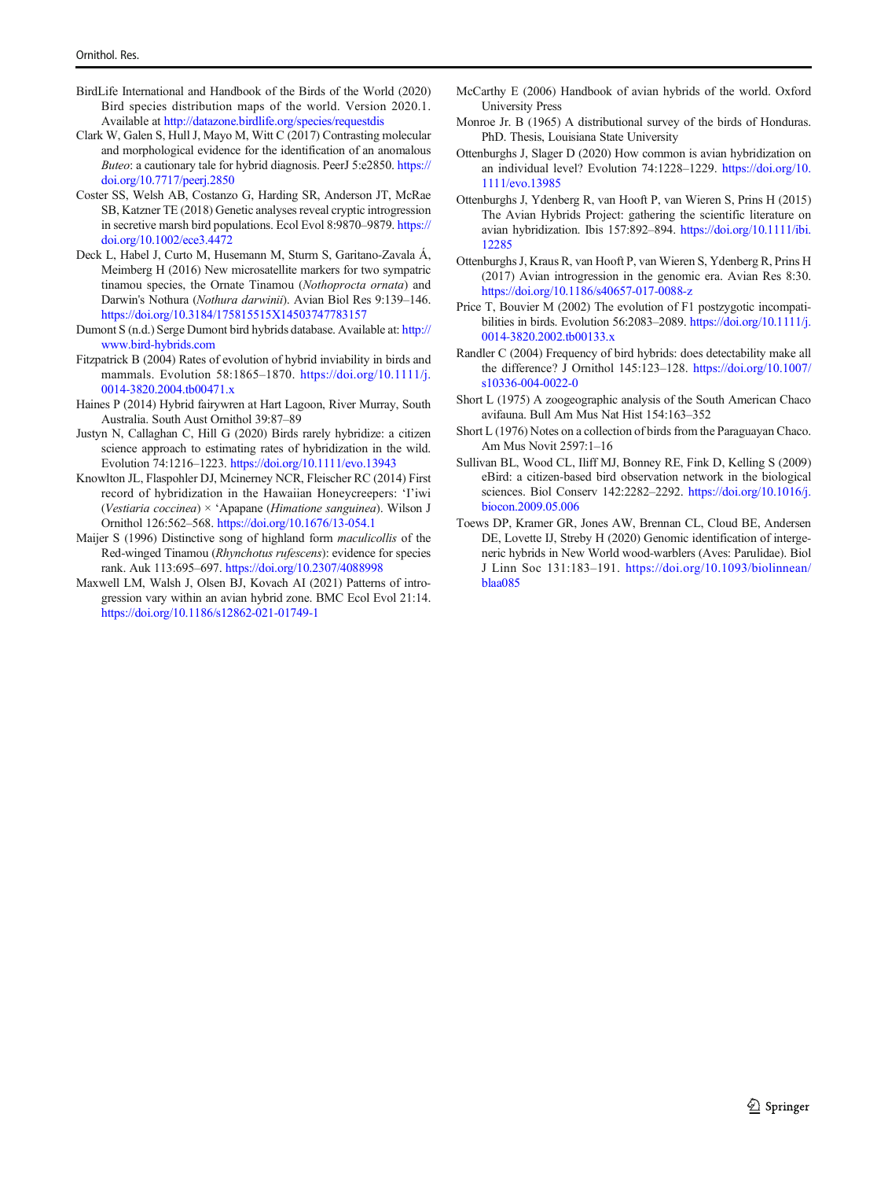BirdLife International and Handbook of the Birds of the World (2020) Bird species distribution maps of the world. Version 2020.1. Available at http://datazone.birdlife.org/species/requestdis

Clark W, Galen S, Hull J, Mayo M, Witt C (2017) Contrasting molecular and morphological evidence for the identification of an anomalous *Buteo*: a cautionary tale for hybrid diagnosis. PeerJ 5:e2850. https://doi.org/10.7717/peerj.2850

Coster SS, Welsh AB, Costanzo G, Harding SR, Anderson JT, McRae SB, Katzner TE (2018) Genetic analyses reveal cryptic introgression in secretive marsh bird populations. Ecol Evol 8:9870–9879. https://doi.org/10.1002/ece3.4472

Deck L, Habel J, Curto M, Husemann M, Sturm S, Garitano-Zavala Á, Meimberg H (2016) New microsatellite markers for two sympatric tinamou species, the Ornate Tinamou (*Nothoprocta ornata*) and Darwin's Nothura (*Nothura darwinii*). Avian Biol Res 9:139–146. https://doi.org/10.3184/175815515X14503747783157

Dumont S (n.d.) Serge Dumont bird hybrids database. Available at: http://www.bird-hybrids.com

Fitzpatrick B (2004) Rates of evolution of hybrid inviability in birds and mammals. Evolution 58:1865–1870. https://doi.org/10.1111/j.0014-3820.2004.tb00471.x

Haines P (2014) Hybrid fairywren at Hart Lagoon, River Murray, South Australia. South Aust Ornithol 39:87–89

Justyn N, Callaghan C, Hill G (2020) Birds rarely hybridize: a citizen science approach to estimating rates of hybridization in the wild. Evolution 74:1216–1223. https://doi.org/10.1111/evo.13943

Knowlton JL, Flaspohler DJ, Mcinerney NCR, Fleischer RC (2014) First record of hybridization in the Hawaiian Honeycreepers: 'I'iwi (*Vestiaria coccinea*) × 'Apapane (*Himatione sanguinea*). Wilson J Ornithol 126:562–568. https://doi.org/10.1676/13-054.1

Maijer S (1996) Distinctive song of highland form *maculicollis* of the Red-winged Tinamou (*Rhynchotus rufescens*): evidence for species rank. Auk 113:695–697. https://doi.org/10.2307/4088998

Maxwell LM, Walsh J, Olsen BJ, Kovach AI (2021) Patterns of introgression vary within an avian hybrid zone. BMC Ecol Evol 21:14. https://doi.org/10.1186/s12862-021-01749-1

McCarthy E (2006) Handbook of avian hybrids of the world. Oxford University Press

Monroe Jr. B (1965) A distributional survey of the birds of Honduras. PhD. Thesis, Louisiana State University

Ottenburghs J, Slager D (2020) How common is avian hybridization on an individual level? Evolution 74:1228–1229. https://doi.org/10.1111/evo.13985

Ottenburghs J, Ydenberg R, van Hooft P, van Wieren S, Prins H (2015) The Avian Hybrids Project: gathering the scientific literature on avian hybridization. Ibis 157:892–894. https://doi.org/10.1111/ibi.12285

Ottenburghs J, Kraus R, van Hooft P, van Wieren S, Ydenberg R, Prins H (2017) Avian introgression in the genomic era. Avian Res 8:30. https://doi.org/10.1186/s40657-017-0088-z

Price T, Bouvier M (2002) The evolution of F1 postzygotic incompatibilities in birds. Evolution 56:2083–2089. https://doi.org/10.1111/j.0014-3820.2002.tb00133.x

Randler C (2004) Frequency of bird hybrids: does detectability make all the difference? J Ornithol 145:123–128. https://doi.org/10.1007/s10336-004-0022-0

Short L (1975) A zoogeographic analysis of the South American Chaco avifauna. Bull Am Mus Nat Hist 154:163–352

Short L (1976) Notes on a collection of birds from the Paraguayan Chaco. Am Mus Novit 2597:1–16

Sullivan BL, Wood CL, Iliff MJ, Bonney RE, Fink D, Kelling S (2009) eBird: a citizen-based bird observation network in the biological sciences. Biol Conserv 142:2282–2292. https://doi.org/10.1016/j.biocon.2009.05.006

Toews DP, Kramer GR, Jones AW, Brennan CL, Cloud BE, Andersen DE, Lovette IJ, Streby H (2020) Genomic identification of intergeneric hybrids in New World wood-warblers (Aves: Parulidae). Biol J Linn Soc 131:183–191. https://doi.org/10.1093/biolinnean/blaa085